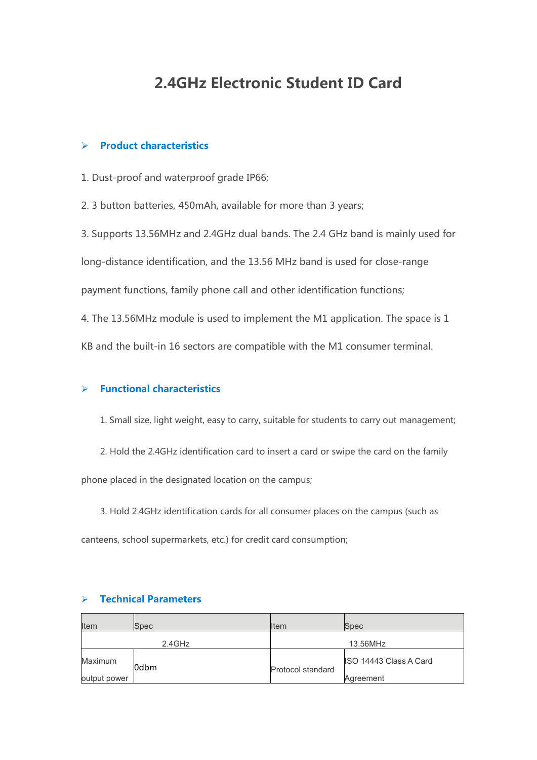# 2.4GHz Electronic Student ID Card

## Product characteristics

1. Dust-proof and waterproof grade IP66;

2. 3 button batteries, 450mAh, available for more than 3 years;

3. Supports 13.56MHz and 2.4GHz dual bands. The 2.4 GHz band is mainly used for long-distance identification, and the 13.56 MHz band is used for close-range payment functions, family phone call and other identification functions;

4. The 13.56MHz module is used to implement the M1 application. The space is 1 KB and the built-in 16 sectors are compatible with the M1 consumer terminal.

## Functional characteristics

1. Small size, light weight, easy to carry, suitable for students to carry out management;

2. Hold the 2.4GHz identification card to insert a card or swipe the card on the family phone placed in the designated location on the campus;

3. Hold 2.4GHz identification cards for all consumer places on the campus (such as canteens, school supermarkets, etc.) for credit card consumption;

## Technical Parameters

| Item | Spec | Item | Spec |
|---|---|---|---|
| 2.4GHz | | 13.56MHz | |
| Maximum output power | 0dbm | Protocol standard | ISO 14443 Class A Card Agreement |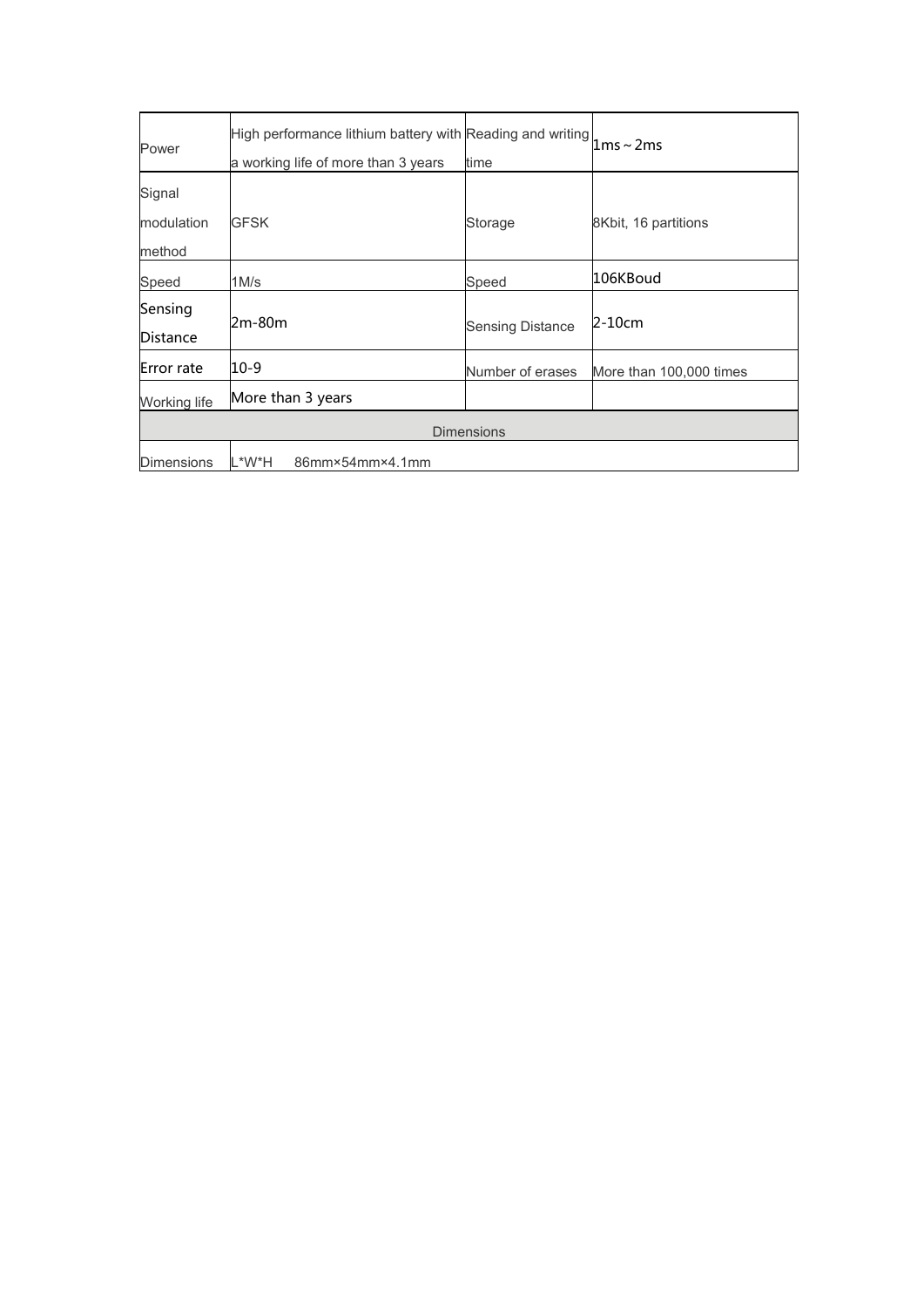| | | | |
|---|---|---|---|
| Power | High performance lithium battery with a working life of more than 3 years | Reading and writing time | 1ms～2ms |
| Signal modulation method | GFSK | Storage | 8Kbit, 16 partitions |
| Speed | 1M/s | Speed | 106KBoud |
| Sensing Distance | 2m-80m | Sensing Distance | 2-10cm |
| Error rate | 10-9 | Number of erases | More than 100,000 times |
| Working life | More than 3 years | | |
| Dimensions | | | |
| Dimensions | L*W*H 86mm×54mm×4.1mm | | |